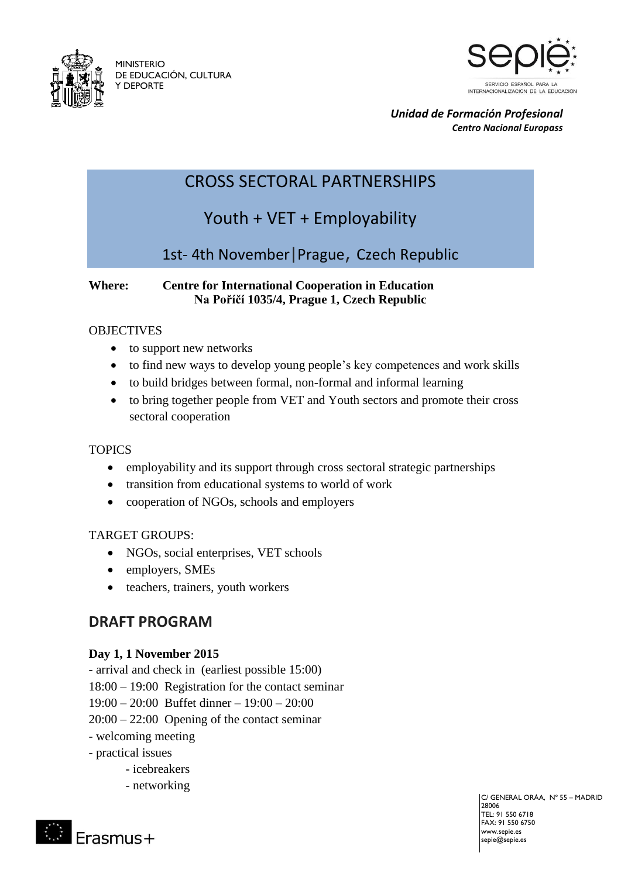MINISTERIO
DE EDUCACIÓN, CULTURA
Y DEPORTE

SERVICIO ESPAÑOL PARA LA INTERNACIONALIZACIÓN DE LA EDUCACIÓN

***Unidad de Formación Profesional***
***Centro Nacional Europass***

# CROSS SECTORAL PARTNERSHIPS

## Youth + VET + Employability

### 1st- 4th November | Prague, Czech Republic

**Where: Centre for International Cooperation in Education**
**Na Poříčí 1035/4, Prague 1, Czech Republic**

OBJECTIVES

- to support new networks
- to find new ways to develop young people's key competences and work skills
- to build bridges between formal, non-formal and informal learning
- to bring together people from VET and Youth sectors and promote their cross sectoral cooperation

TOPICS

- employability and its support through cross sectoral strategic partnerships
- transition from educational systems to world of work
- cooperation of NGOs, schools and employers

TARGET GROUPS:

- NGOs, social enterprises, VET schools
- employers, SMEs
- teachers, trainers, youth workers

## DRAFT PROGRAM

**Day 1, 1 November 2015**

- arrival and check in (earliest possible 15:00)

18:00 – 19:00 Registration for the contact seminar

19:00 – 20:00 Buffet dinner – 19:00 – 20:00

20:00 – 22:00 Opening of the contact seminar

- welcoming meeting
- practical issues
    - icebreakers
    - networking

C/ GENERAL ORÁA, Nº 55 – MADRID 28006
TEL: 91 550 6718
FAX: 91 550 6750
www.sepie.es
sepie@sepie.es

Erasmus+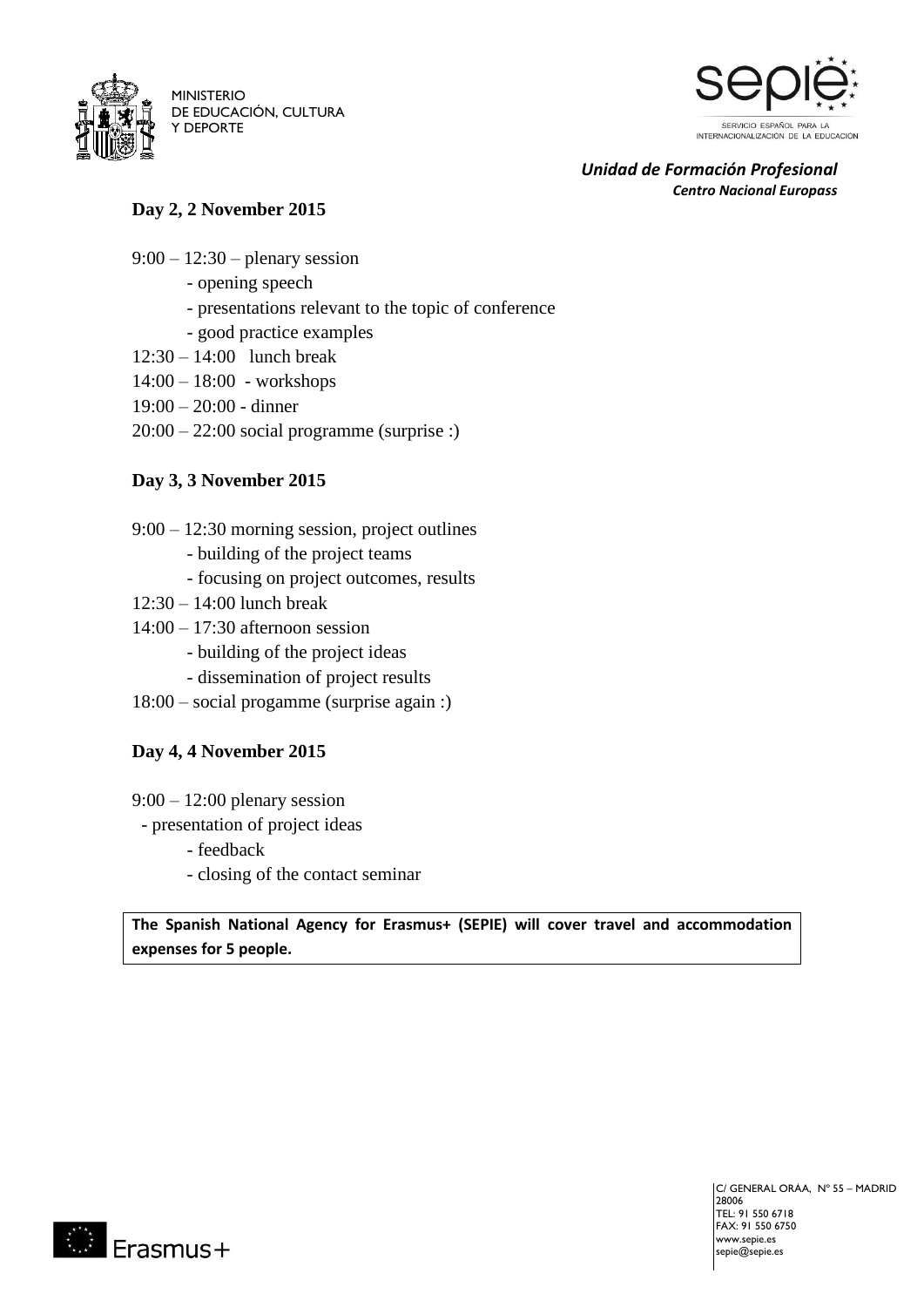### Day 2, 2 November 2015

9:00 – 12:30 – plenary session

- opening speech
- presentations relevant to the topic of conference
- good practice examples

12:30 – 14:00 lunch break

14:00 – 18:00 - workshops

19:00 – 20:00 - dinner

20:00 – 22:00 social programme (surprise :)

### Day 3, 3 November 2015

9:00 – 12:30 morning session, project outlines

- building of the project teams
- focusing on project outcomes, results

12:30 – 14:00 lunch break

14:00 – 17:30 afternoon session

- building of the project ideas
- dissemination of project results

18:00 – social progamme (surprise again :)

### Day 4, 4 November 2015

9:00 – 12:00 plenary session

- presentation of project ideas
- feedback
- closing of the contact seminar

**The Spanish National Agency for Erasmus+ (SEPIE) will cover travel and accommodation expenses for 5 people.**